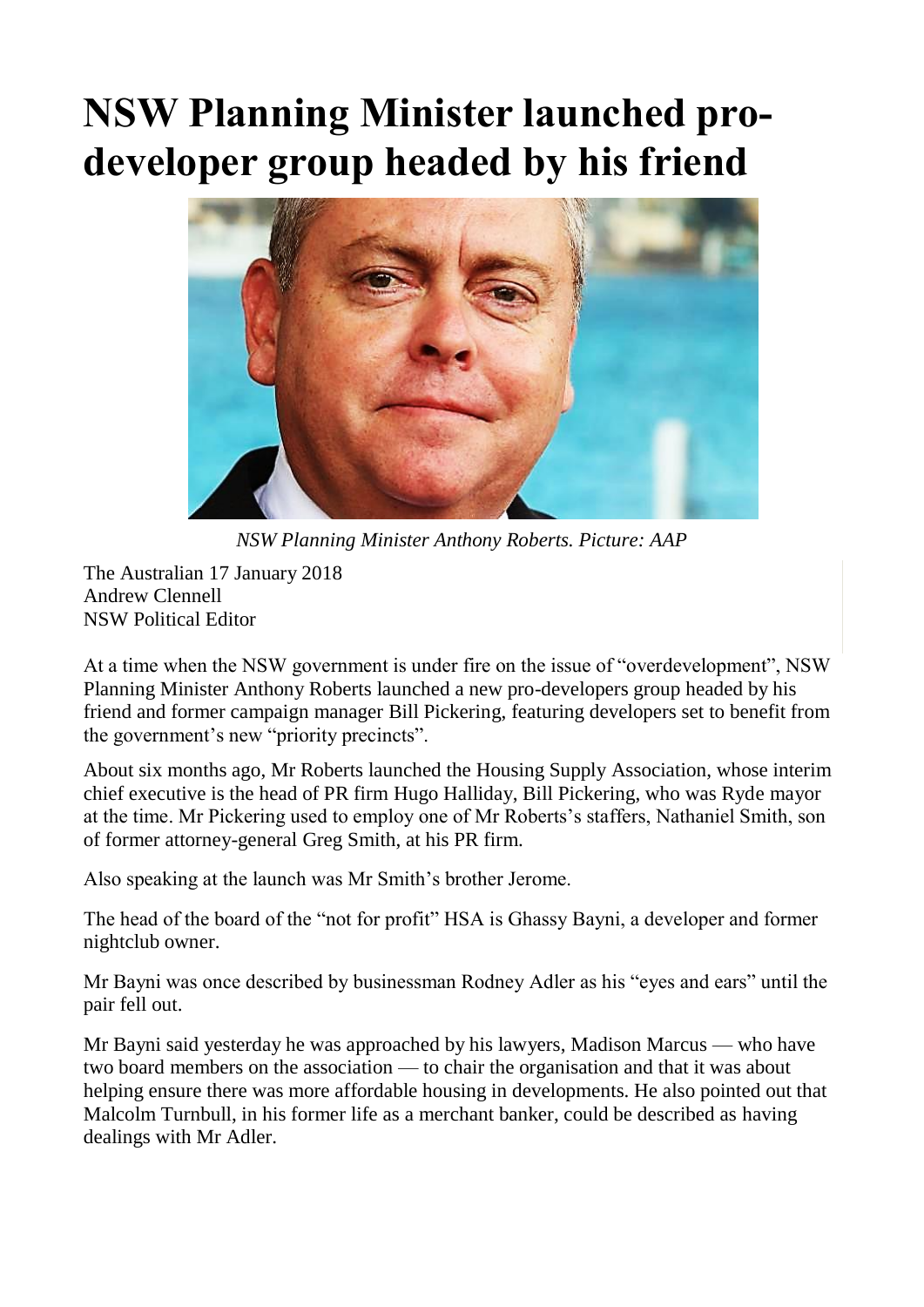# NSW Planning Minister launched pro-developer group headed by his friend

*NSW Planning Minister Anthony Roberts. Picture: AAP*

The Australian 17 January 2018
Andrew Clennell
NSW Political Editor

At a time when the NSW government is under fire on the issue of "overdevelopment", NSW Planning Minister Anthony Roberts launched a new pro-developers group headed by his friend and former campaign manager Bill Pickering, featuring developers set to benefit from the government's new "priority precincts".

About six months ago, Mr Roberts launched the Housing Supply Association, whose interim chief executive is the head of PR firm Hugo Halliday, Bill Pickering, who was Ryde mayor at the time. Mr Pickering used to employ one of Mr Roberts's staffers, Nathaniel Smith, son of former attorney-general Greg Smith, at his PR firm.

Also speaking at the launch was Mr Smith's brother Jerome.

The head of the board of the "not for profit" HSA is Ghassy Bayni, a developer and former nightclub owner.

Mr Bayni was once described by businessman Rodney Adler as his "eyes and ears" until the pair fell out.

Mr Bayni said yesterday he was approached by his lawyers, Madison Marcus — who have two board members on the association — to chair the organisation and that it was about helping ensure there was more affordable housing in developments. He also pointed out that Malcolm Turnbull, in his former life as a merchant banker, could be described as having dealings with Mr Adler.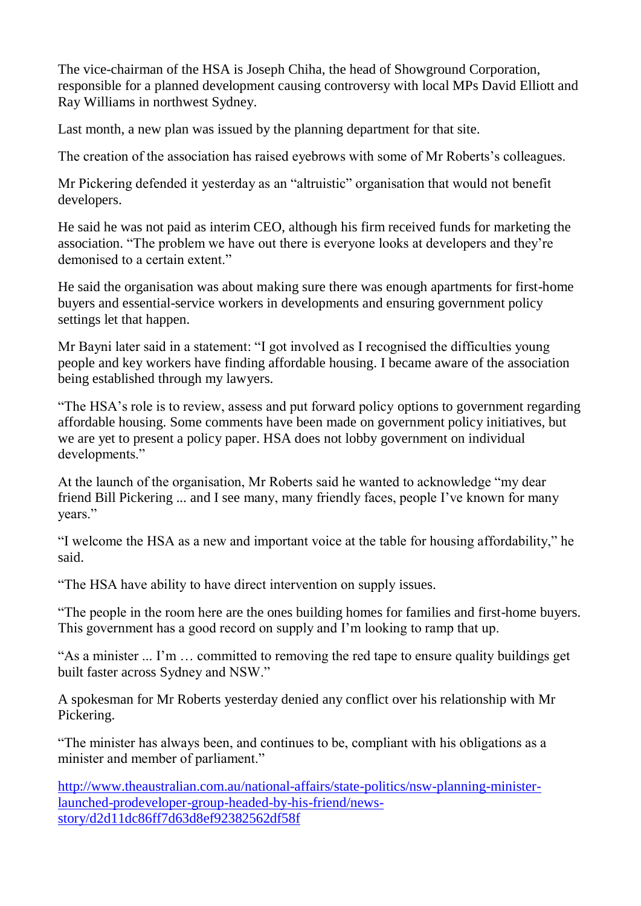The vice-chairman of the HSA is Joseph Chiha, the head of Showground Corporation, responsible for a planned development causing controversy with local MPs David Elliott and Ray Williams in northwest Sydney.

Last month, a new plan was issued by the planning department for that site.

The creation of the association has raised eyebrows with some of Mr Roberts's colleagues.

Mr Pickering defended it yesterday as an "altruistic" organisation that would not benefit developers.

He said he was not paid as interim CEO, although his firm received funds for marketing the association. "The problem we have out there is everyone looks at developers and they're demonised to a certain extent."

He said the organisation was about making sure there was enough apartments for first-home buyers and essential-service workers in developments and ensuring government policy settings let that happen.

Mr Bayni later said in a statement: "I got involved as I recognised the difficulties young people and key workers have finding affordable housing. I became aware of the association being established through my lawyers.

"The HSA's role is to review, assess and put forward policy options to government regarding affordable housing. Some comments have been made on government policy initiatives, but we are yet to present a policy paper. HSA does not lobby government on individual developments."

At the launch of the organisation, Mr Roberts said he wanted to acknowledge "my dear friend Bill Pickering ... and I see many, many friendly faces, people I've known for many years."

"I welcome the HSA as a new and important voice at the table for housing affordability," he said.

"The HSA have ability to have direct intervention on supply issues.

"The people in the room here are the ones building homes for families and first-home buyers. This government has a good record on supply and I'm looking to ramp that up.

"As a minister ... I'm … committed to removing the red tape to ensure quality buildings get built faster across Sydney and NSW."

A spokesman for Mr Roberts yesterday denied any conflict over his relationship with Mr Pickering.

"The minister has always been, and continues to be, compliant with his obligations as a minister and member of parliament."

http://www.theaustralian.com.au/national-affairs/state-politics/nsw-planning-minister-launched-prodeveloper-group-headed-by-his-friend/news-story/d2d11dc86ff7d63d8ef92382562df58f